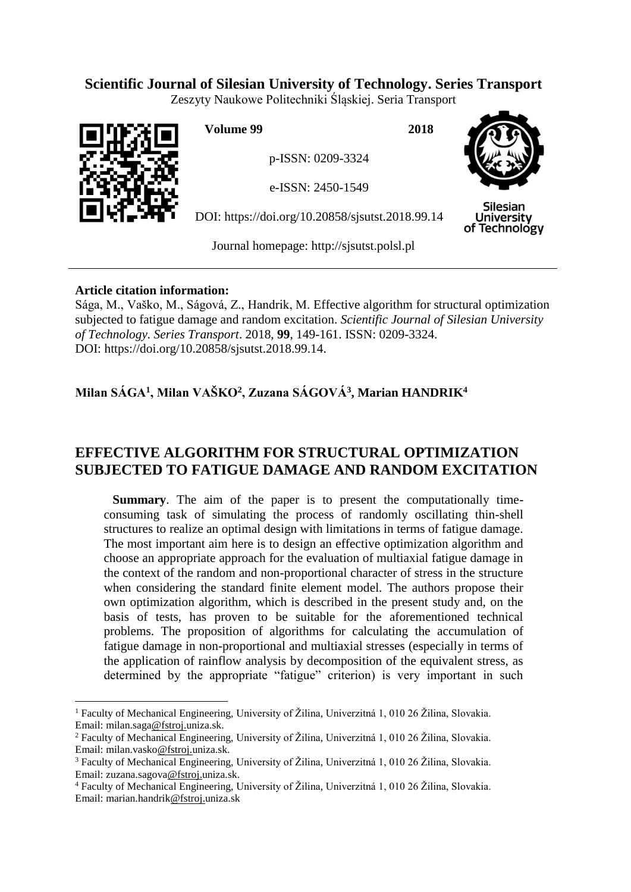**Scientific Journal of Silesian University of Technology. Series Transport**

Zeszyty Naukowe Politechniki Śląskiej. Seria Transport

**Volume 99** **2018**

p-ISSN: 0209-3324

e-ISSN: 2450-1549

DOI: https://doi.org/10.20858/sjsutst.2018.99.14

Journal homepage: http://sjsutst.polsl.pl

---

**Article citation information:**

Sága, M., Vaško, M., Ságová, Z., Handrik, M. Effective algorithm for structural optimization subjected to fatigue damage and random excitation. *Scientific Journal of Silesian University of Technology. Series Transport*. 2018, **99**, 149-161. ISSN: 0209-3324. DOI: https://doi.org/10.20858/sjsutst.2018.99.14.

**Milan SÁGA[1], Milan VAŠKO[2], Zuzana SÁGOVÁ[3], Marian HANDRIK[4]**

# EFFECTIVE ALGORITHM FOR STRUCTURAL OPTIMIZATION SUBJECTED TO FATIGUE DAMAGE AND RANDOM EXCITATION

**Summary**. The aim of the paper is to present the computationally time-consuming task of simulating the process of randomly oscillating thin-shell structures to realize an optimal design with limitations in terms of fatigue damage. The most important aim here is to design an effective optimization algorithm and choose an appropriate approach for the evaluation of multiaxial fatigue damage in the context of the random and non-proportional character of stress in the structure when considering the standard finite element model. The authors propose their own optimization algorithm, which is described in the present study and, on the basis of tests, has proven to be suitable for the aforementioned technical problems. The proposition of algorithms for calculating the accumulation of fatigue damage in non-proportional and multiaxial stresses (especially in terms of the application of rainflow analysis by decomposition of the equivalent stress, as determined by the appropriate "fatigue" criterion) is very important in such

---

[1] Faculty of Mechanical Engineering, University of Žilina, Univerzitná 1, 010 26 Žilina, Slovakia. Email: milan.saga@fstroj.uniza.sk.

[2] Faculty of Mechanical Engineering, University of Žilina, Univerzitná 1, 010 26 Žilina, Slovakia. Email: milan.vasko@fstroj.uniza.sk.

[3] Faculty of Mechanical Engineering, University of Žilina, Univerzitná 1, 010 26 Žilina, Slovakia. Email: zuzana.sagova@fstroj.uniza.sk.

[4] Faculty of Mechanical Engineering, University of Žilina, Univerzitná 1, 010 26 Žilina, Slovakia. Email: marian.handrik@fstroj.uniza.sk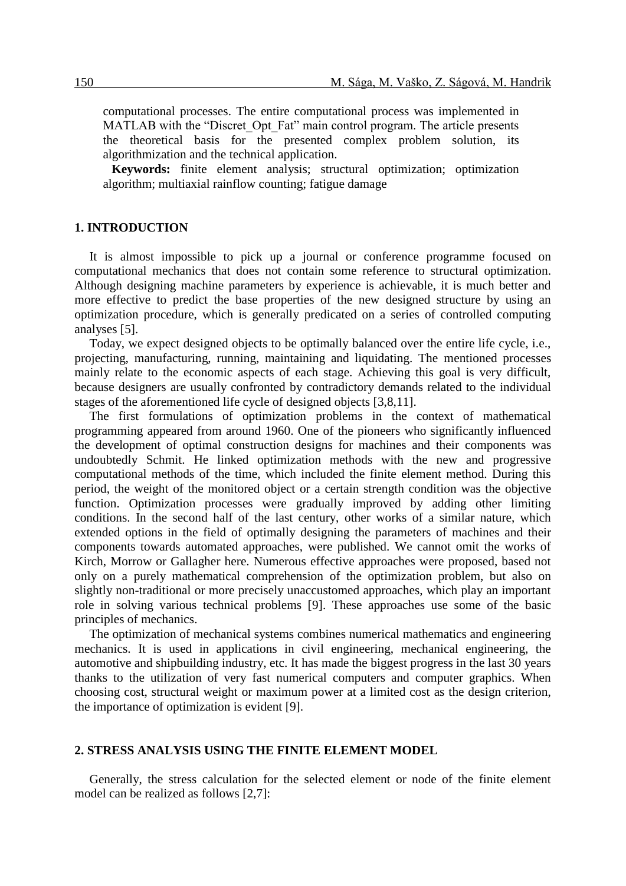computational processes. The entire computational process was implemented in MATLAB with the "Discret_Opt_Fat" main control program. The article presents the theoretical basis for the presented complex problem solution, its algorithmization and the technical application.

**Keywords:** finite element analysis; structural optimization; optimization algorithm; multiaxial rainflow counting; fatigue damage

## 1. INTRODUCTION

It is almost impossible to pick up a journal or conference programme focused on computational mechanics that does not contain some reference to structural optimization. Although designing machine parameters by experience is achievable, it is much better and more effective to predict the base properties of the new designed structure by using an optimization procedure, which is generally predicated on a series of controlled computing analyses [5].

Today, we expect designed objects to be optimally balanced over the entire life cycle, i.e., projecting, manufacturing, running, maintaining and liquidating. The mentioned processes mainly relate to the economic aspects of each stage. Achieving this goal is very difficult, because designers are usually confronted by contradictory demands related to the individual stages of the aforementioned life cycle of designed objects [3,8,11].

The first formulations of optimization problems in the context of mathematical programming appeared from around 1960. One of the pioneers who significantly influenced the development of optimal construction designs for machines and their components was undoubtedly Schmit. He linked optimization methods with the new and progressive computational methods of the time, which included the finite element method. During this period, the weight of the monitored object or a certain strength condition was the objective function. Optimization processes were gradually improved by adding other limiting conditions. In the second half of the last century, other works of a similar nature, which extended options in the field of optimally designing the parameters of machines and their components towards automated approaches, were published. We cannot omit the works of Kirch, Morrow or Gallagher here. Numerous effective approaches were proposed, based not only on a purely mathematical comprehension of the optimization problem, but also on slightly non-traditional or more precisely unaccustomed approaches, which play an important role in solving various technical problems [9]. These approaches use some of the basic principles of mechanics.

The optimization of mechanical systems combines numerical mathematics and engineering mechanics. It is used in applications in civil engineering, mechanical engineering, the automotive and shipbuilding industry, etc. It has made the biggest progress in the last 30 years thanks to the utilization of very fast numerical computers and computer graphics. When choosing cost, structural weight or maximum power at a limited cost as the design criterion, the importance of optimization is evident [9].

## 2. STRESS ANALYSIS USING THE FINITE ELEMENT MODEL

Generally, the stress calculation for the selected element or node of the finite element model can be realized as follows [2,7]: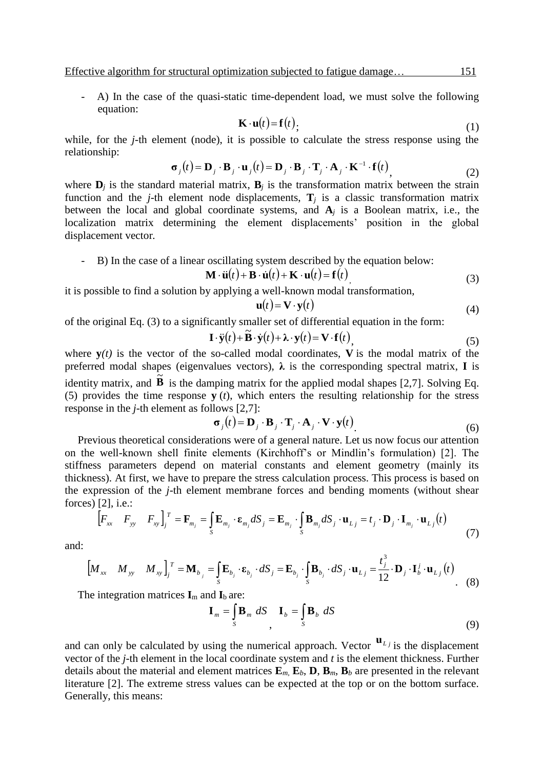- A) In the case of the quasi-static time-dependent load, we must solve the following equation:

$$\mathbf{K} \cdot \mathbf{u}(t) = \mathbf{f}(t); \tag{1}$$

while, for the *j*-th element (node), it is possible to calculate the stress response using the relationship:

$$\boldsymbol{\sigma}_j(t) = \mathbf{D}_j \cdot \mathbf{B}_j \cdot \mathbf{u}_j(t) = \mathbf{D}_j \cdot \mathbf{B}_j \cdot \mathbf{T}_j \cdot \mathbf{A}_j \cdot \mathbf{K}^{-1} \cdot \mathbf{f}(t), \tag{2}$$

where $\mathbf{D}_j$ is the standard material matrix, $\mathbf{B}_j$ is the transformation matrix between the strain function and the *j*-th element node displacements, $\mathbf{T}_j$ is a classic transformation matrix between the local and global coordinate systems, and $\mathbf{A}_j$ is a Boolean matrix, i.e., the localization matrix determining the element displacements' position in the global displacement vector.

- B) In the case of a linear oscillating system described by the equation below:

$$\mathbf{M} \cdot \ddot{\mathbf{u}}(t) + \mathbf{B} \cdot \dot{\mathbf{u}}(t) + \mathbf{K} \cdot \mathbf{u}(t) = \mathbf{f}(t), \tag{3}$$

it is possible to find a solution by applying a well-known modal transformation,

$$\mathbf{u}(t) = \mathbf{V} \cdot \mathbf{y}(t) \tag{4}$$

of the original Eq. (3) to a significantly smaller set of differential equation in the form:

$$\mathbf{I} \cdot \ddot{\mathbf{y}}(t) + \widetilde{\mathbf{B}} \cdot \dot{\mathbf{y}}(t) + \boldsymbol{\lambda} \cdot \mathbf{y}(t) = \mathbf{V} \cdot \mathbf{f}(t), \tag{5}$$

where $\mathbf{y}(t)$ is the vector of the so-called modal coordinates, $\mathbf{V}$ is the modal matrix of the preferred modal shapes (eigenvalues vectors), $\boldsymbol{\lambda}$ is the corresponding spectral matrix, $\mathbf{I}$ is identity matrix, and $\widetilde{\mathbf{B}}$ is the damping matrix for the applied modal shapes [2,7]. Solving Eq. (5) provides the time response $\mathbf{y}(t)$, which enters the resulting relationship for the stress response in the *j*-th element as follows [2,7]:

$$\boldsymbol{\sigma}_j(t) = \mathbf{D}_j \cdot \mathbf{B}_j \cdot \mathbf{T}_j \cdot \mathbf{A}_j \cdot \mathbf{V} \cdot \mathbf{y}(t). \tag{6}$$

Previous theoretical considerations were of a general nature. Let us now focus our attention on the well-known shell finite elements (Kirchhoff's or Mindlin's formulation) [2]. The stiffness parameters depend on material constants and element geometry (mainly its thickness). At first, we have to prepare the stress calculation process. This process is based on the expression of the *j*-th element membrane forces and bending moments (without shear forces) [2], i.e.:

$$\begin{bmatrix} F_{xx} & F_{yy} & F_{xy} \end{bmatrix}_j^T = \mathbf{F}_{m_j} = \int_S \mathbf{E}_{m_j} \cdot \boldsymbol{\varepsilon}_{m_j} dS_j = \mathbf{E}_{m_j} \cdot \int_S \mathbf{B}_{m_j} dS_j \cdot \mathbf{u}_{Lj} = t_j \cdot \mathbf{D}_j \cdot \mathbf{I}_{m_j} \cdot \mathbf{u}_{Lj}(t) \tag{7}$$

and:

$$\begin{bmatrix} M_{xx} & M_{yy} & M_{xy} \end{bmatrix}_j^T = \mathbf{M}_{b_j} = \int_S \mathbf{E}_{b_j} \cdot \boldsymbol{\varepsilon}_{b_j} \cdot dS_j = \mathbf{E}_{b_j} \cdot \int_S \mathbf{B}_{b_j} \cdot dS_j \cdot \mathbf{u}_{Lj} = \frac{t_j^3}{12} \cdot \mathbf{D}_j \cdot \mathbf{I}_b^j \cdot \mathbf{u}_{Lj}(t). \tag{8}$$

The integration matrices $\mathbf{I}_m$ and $\mathbf{I}_b$ are:

$$\mathbf{I}_m = \int_S \mathbf{B}_m \, dS, \quad \mathbf{I}_b = \int_S \mathbf{B}_b \, dS \tag{9}$$

and can only be calculated by using the numerical approach. Vector $\mathbf{u}_{Lj}$ is the displacement vector of the *j*-th element in the local coordinate system and $t$ is the element thickness. Further details about the material and element matrices $\mathbf{E}_m$, $\mathbf{E}_b$, $\mathbf{D}$, $\mathbf{B}_m$, $\mathbf{B}_b$ are presented in the relevant literature [2]. The extreme stress values can be expected at the top or on the bottom surface. Generally, this means: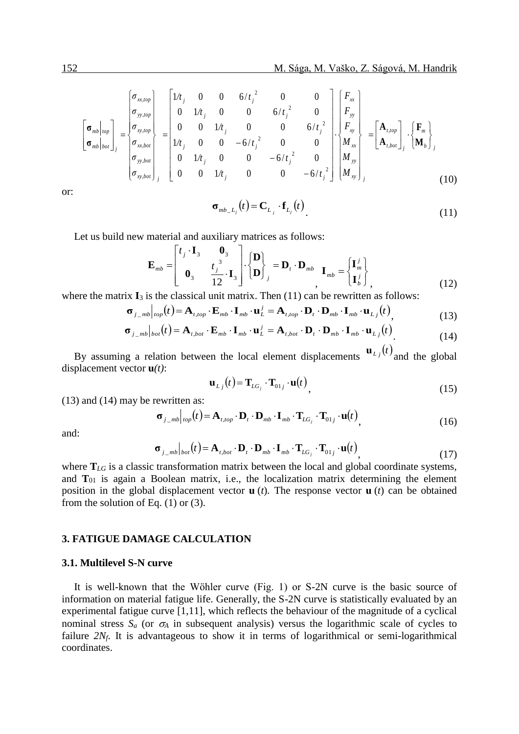$$
\begin{bmatrix} \boldsymbol{\sigma}_{mb}\big|_{top} \\ \boldsymbol{\sigma}_{mb}\big|_{bot} \end{bmatrix}_j = \begin{Bmatrix} \sigma_{xx,top} \\ \sigma_{yy,top} \\ \sigma_{xy,top} \\ \sigma_{xx,bot} \\ \sigma_{yy,bot} \\ \sigma_{xy,bot} \end{Bmatrix}_j = \begin{bmatrix} 1/t_j & 0 & 0 & 6/t_j^{\,2} & 0 & 0 \\ 0 & 1/t_j & 0 & 0 & 6/t_j^{\,2} & 0 \\ 0 & 0 & 1/t_j & 0 & 0 & 6/t_j^{\,2} \\ 1/t_j & 0 & 0 & -6/t_j^{\,2} & 0 & 0 \\ 0 & 1/t_j & 0 & 0 & -6/t_j^{\,2} & 0 \\ 0 & 0 & 1/t_j & 0 & 0 & -6/t_j^{\,2} \end{bmatrix} \cdot \begin{Bmatrix} F_{xx} \\ F_{yy} \\ F_{xy} \\ M_{xx} \\ M_{yy} \\ M_{xy} \end{Bmatrix}_j = \begin{bmatrix} \mathbf{A}_{t,top} \\ \mathbf{A}_{t,bot} \end{bmatrix}_j \cdot \begin{Bmatrix} \mathbf{F}_m \\ \mathbf{M}_b \end{Bmatrix}_j \tag{10}
$$

or:

$$
\boldsymbol{\sigma}_{mb\_L_j}(t) = \mathbf{C}_{L_j} \cdot \mathbf{f}_{L_j}(t). \tag{11}
$$

Let us build new material and auxiliary matrices as follows:

$$
\mathbf{E}_{mb} = \begin{bmatrix} t_j \cdot \mathbf{I}_3 & \mathbf{0}_3 \\ \mathbf{0}_3 & \dfrac{t_j^{\,3}}{12} \cdot \mathbf{I}_3 \end{bmatrix} \cdot \begin{Bmatrix} \mathbf{D} \\ \mathbf{D} \end{Bmatrix}_j = \mathbf{D}_t \cdot \mathbf{D}_{mb}, \quad \mathbf{I}_{mb} = \begin{Bmatrix} \mathbf{I}_m^j \\ \mathbf{I}_b^j \end{Bmatrix}, \tag{12}
$$

where the matrix $\mathbf{I}_3$ is the classical unit matrix. Then (11) can be rewritten as follows:

$$
\boldsymbol{\sigma}_{j\_mb}\big|_{top}(t) = \mathbf{A}_{t,top} \cdot \mathbf{E}_{mb} \cdot \mathbf{I}_{mb} \cdot \mathbf{u}_L^j = \mathbf{A}_{t,top} \cdot \mathbf{D}_t \cdot \mathbf{D}_{mb} \cdot \mathbf{I}_{mb} \cdot \mathbf{u}_{L\,j}(t), \tag{13}
$$

$$
\boldsymbol{\sigma}_{j\_mb}\big|_{bot}(t) = \mathbf{A}_{t,bot} \cdot \mathbf{E}_{mb} \cdot \mathbf{I}_{mb} \cdot \mathbf{u}_L^j = \mathbf{A}_{t,bot} \cdot \mathbf{D}_t \cdot \mathbf{D}_{mb} \cdot \mathbf{I}_{mb} \cdot \mathbf{u}_{L\,j}(t). \tag{14}
$$

By assuming a relation between the local element displacements $\mathbf{u}_{L\,j}(t)$ and the global displacement vector $\mathbf{u}(t)$:

$$
\mathbf{u}_{L\,j}(t) = \mathbf{T}_{LG_j} \cdot \mathbf{T}_{01\,j} \cdot \mathbf{u}(t), \tag{15}
$$

(13) and (14) may be rewritten as:

$$
\boldsymbol{\sigma}_{j\_mb}\big|_{top}(t) = \mathbf{A}_{t,top} \cdot \mathbf{D}_t \cdot \mathbf{D}_{mb} \cdot \mathbf{I}_{mb} \cdot \mathbf{T}_{LG_j} \cdot \mathbf{T}_{01\,j} \cdot \mathbf{u}(t), \tag{16}
$$

and:

$$
\boldsymbol{\sigma}_{j\_mb}\big|_{bot}(t) = \mathbf{A}_{t,bot} \cdot \mathbf{D}_t \cdot \mathbf{D}_{mb} \cdot \mathbf{I}_{mb} \cdot \mathbf{T}_{LG_j} \cdot \mathbf{T}_{01\,j} \cdot \mathbf{u}(t), \tag{17}
$$

where $\mathbf{T}_{LG}$ is a classic transformation matrix between the local and global coordinate systems, and $\mathbf{T}_{01}$ is again a Boolean matrix, i.e., the localization matrix determining the element position in the global displacement vector $\mathbf{u}(t)$. The response vector $\mathbf{u}(t)$ can be obtained from the solution of Eq. (1) or (3).

## 3. FATIGUE DAMAGE CALCULATION

### 3.1. Multilevel S-N curve

It is well-known that the Wöhler curve (Fig. 1) or S-2N curve is the basic source of information on material fatigue life. Generally, the S-2N curve is statistically evaluated by an experimental fatigue curve [1,11], which reflects the behaviour of the magnitude of a cyclical nominal stress $S_a$ (or $\sigma_A$ in subsequent analysis) versus the logarithmic scale of cycles to failure $2N_f$. It is advantageous to show it in terms of logarithmical or semi-logarithmical coordinates.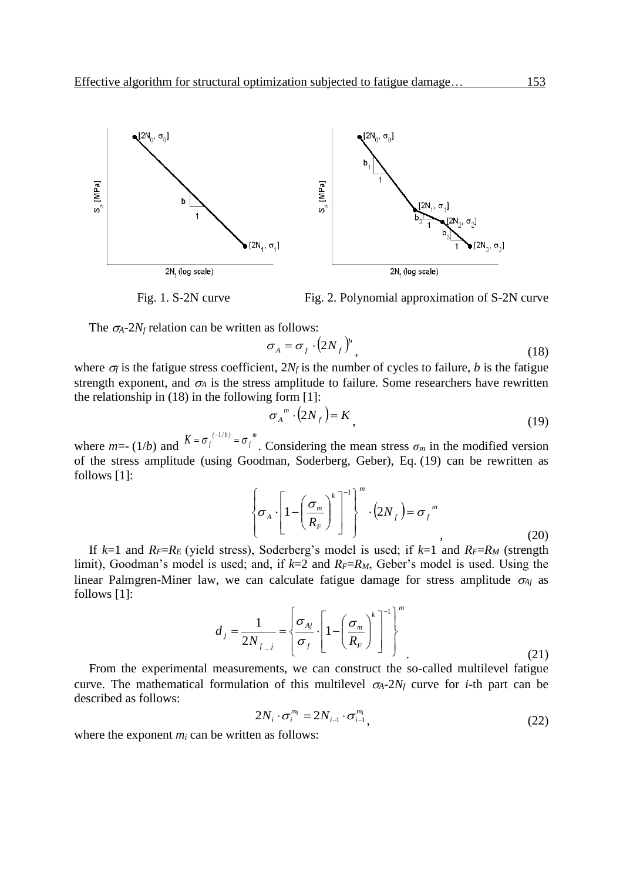Fig. 1. S-2N curve

Fig. 2. Polynomial approximation of S-2N curve

The $\sigma_A$-$2N_f$ relation can be written as follows:

$$\sigma_A = \sigma_f \cdot (2N_f)^b, \tag{18}$$

where $\sigma_f$ is the fatigue stress coefficient, $2N_f$ is the number of cycles to failure, $b$ is the fatigue strength exponent, and $\sigma_A$ is the stress amplitude to failure. Some researchers have rewritten the relationship in (18) in the following form [1]:

$$\sigma_A{}^m \cdot (2N_f) = K, \tag{19}$$

where $m$=- (1/$b$) and $K = \sigma_f{}^{(-1/b)} = \sigma_f{}^m$. Considering the mean stress $\sigma_m$ in the modified version of the stress amplitude (using Goodman, Soderberg, Geber), Eq. (19) can be rewritten as follows [1]:

$$\left\{ \sigma_A \cdot \left[ 1 - \left( \frac{\sigma_m}{R_F} \right)^k \right]^{-1} \right\}^m \cdot (2N_f) = \sigma_f{}^m, \tag{20}$$

If $k$=1 and $R_F$=$R_E$ (yield stress), Soderberg's model is used; if $k$=1 and $R_F$=$R_M$ (strength limit), Goodman's model is used; and, if $k$=2 and $R_F$=$R_M$, Geber's model is used. Using the linear Palmgren-Miner law, we can calculate fatigue damage for stress amplitude $\sigma_{Aj}$ as follows [1]:

$$d_j = \frac{1}{2N_{f\_j}} = \left\{ \frac{\sigma_{Aj}}{\sigma_f} \cdot \left[ 1 - \left( \frac{\sigma_m}{R_F} \right)^k \right]^{-1} \right\}^m. \tag{21}$$

From the experimental measurements, we can construct the so-called multilevel fatigue curve. The mathematical formulation of this multilevel $\sigma_A$-$2N_f$ curve for $i$-th part can be described as follows:

$$2N_i \cdot \sigma_i^{m_i} = 2N_{i-1} \cdot \sigma_{i-1}^{m_i}, \tag{22}$$

where the exponent $m_i$ can be written as follows: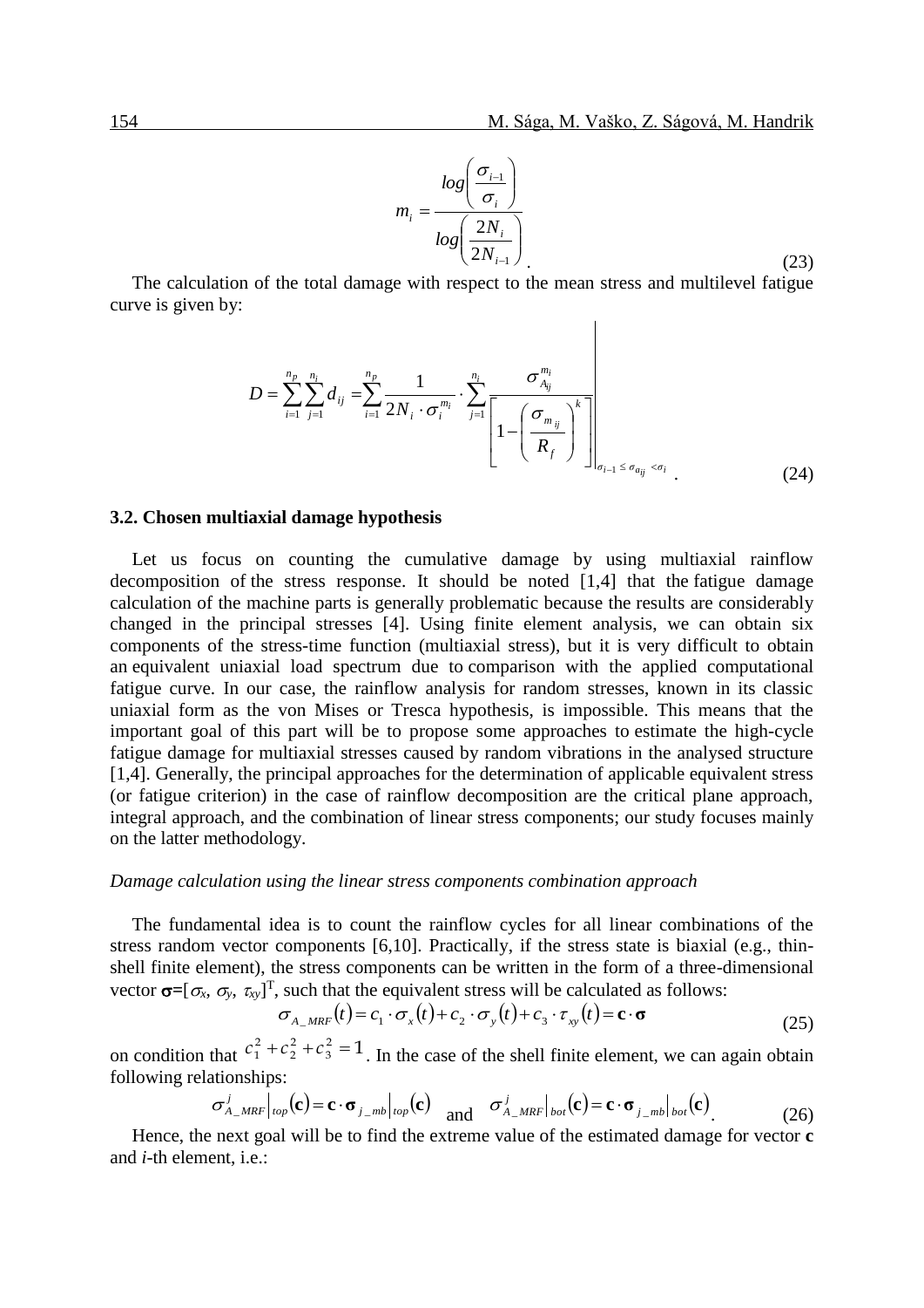$$m_i = \frac{log\left(\dfrac{\sigma_{i-1}}{\sigma_i}\right)}{log\left(\dfrac{2N_i}{2N_{i-1}}\right)} . \tag{23}$$

The calculation of the total damage with respect to the mean stress and multilevel fatigue curve is given by:

$$D = \sum_{i=1}^{n_p}\sum_{j=1}^{n_i} d_{ij} = \sum_{i=1}^{n_p} \frac{1}{2N_i \cdot \sigma_i^{m_i}} \cdot \sum_{j=1}^{n_i} \frac{\sigma_{A_{ij}}^{m_i}}{\left[1 - \left(\dfrac{\sigma_{m_{ij}}}{R_f}\right)^k\right]}\Bigg|_{\sigma_{i-1} \le \sigma_{a_{ij}} < \sigma_i} . \tag{24}$$

### 3.2. Chosen multiaxial damage hypothesis

Let us focus on counting the cumulative damage by using multiaxial rainflow decomposition of the stress response. It should be noted [1,4] that the fatigue damage calculation of the machine parts is generally problematic because the results are considerably changed in the principal stresses [4]. Using finite element analysis, we can obtain six components of the stress-time function (multiaxial stress), but it is very difficult to obtain an equivalent uniaxial load spectrum due to comparison with the applied computational fatigue curve. In our case, the rainflow analysis for random stresses, known in its classic uniaxial form as the von Mises or Tresca hypothesis, is impossible. This means that the important goal of this part will be to propose some approaches to estimate the high-cycle fatigue damage for multiaxial stresses caused by random vibrations in the analysed structure [1,4]. Generally, the principal approaches for the determination of applicable equivalent stress (or fatigue criterion) in the case of rainflow decomposition are the critical plane approach, integral approach, and the combination of linear stress components; our study focuses mainly on the latter methodology.

*Damage calculation using the linear stress components combination approach*

The fundamental idea is to count the rainflow cycles for all linear combinations of the stress random vector components [6,10]. Practically, if the stress state is biaxial (e.g., thin-shell finite element), the stress components can be written in the form of a three-dimensional vector $\boldsymbol{\sigma}=[\sigma_x, \sigma_y, \tau_{xy}]^T$, such that the equivalent stress will be calculated as follows:

$$\sigma_{A\_MRF}(t) = c_1 \cdot \sigma_x(t) + c_2 \cdot \sigma_y(t) + c_3 \cdot \tau_{xy}(t) = \mathbf{c} \cdot \boldsymbol{\sigma} \tag{25}$$

on condition that $c_1^2 + c_2^2 + c_3^2 = 1$. In the case of the shell finite element, we can again obtain following relationships:

$$\sigma_{A\_MRF}^j\Big|_{top}(\mathbf{c}) = \mathbf{c} \cdot \boldsymbol{\sigma}_{j\_mb}\Big|_{top}(\mathbf{c}) \quad \text{and} \quad \sigma_{A\_MRF}^j\Big|_{bot}(\mathbf{c}) = \mathbf{c} \cdot \boldsymbol{\sigma}_{j\_mb}\Big|_{bot}(\mathbf{c}) . \tag{26}$$

Hence, the next goal will be to find the extreme value of the estimated damage for vector **c** and *i*-th element, i.e.: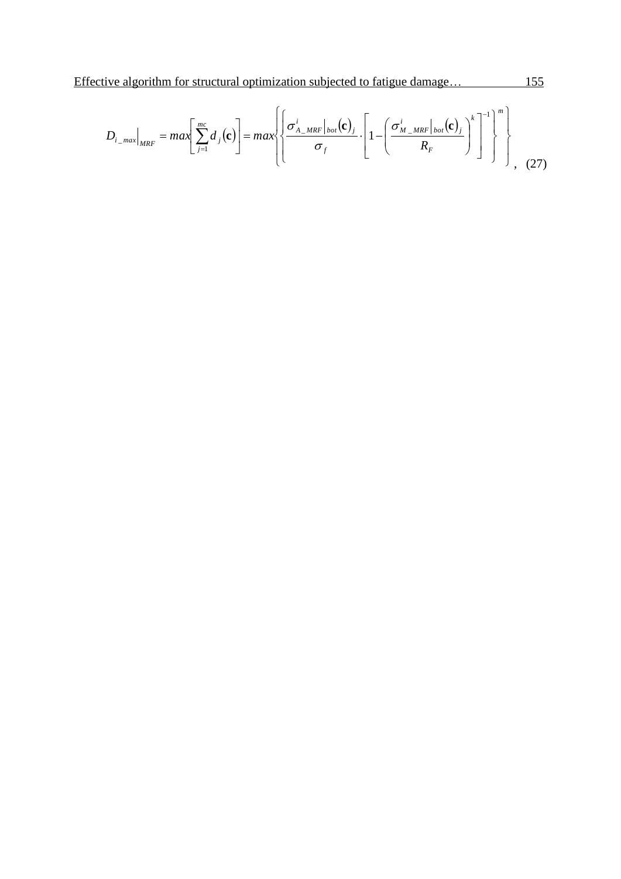$$D_{i\_max}\Big|_{MRF} = max\left[\sum_{j=1}^{mc} d_j(\mathbf{c})\right] = max\left\{\left\{\frac{\sigma^i_{A\_MRF}\big|_{bot}(\mathbf{c})_j}{\sigma_f} \cdot \left[1 - \left(\frac{\sigma^i_{M\_MRF}\big|_{bot}(\mathbf{c})_j}{R_F}\right)^k\right]^{-1}\right\}^m\right\}, \quad (27)$$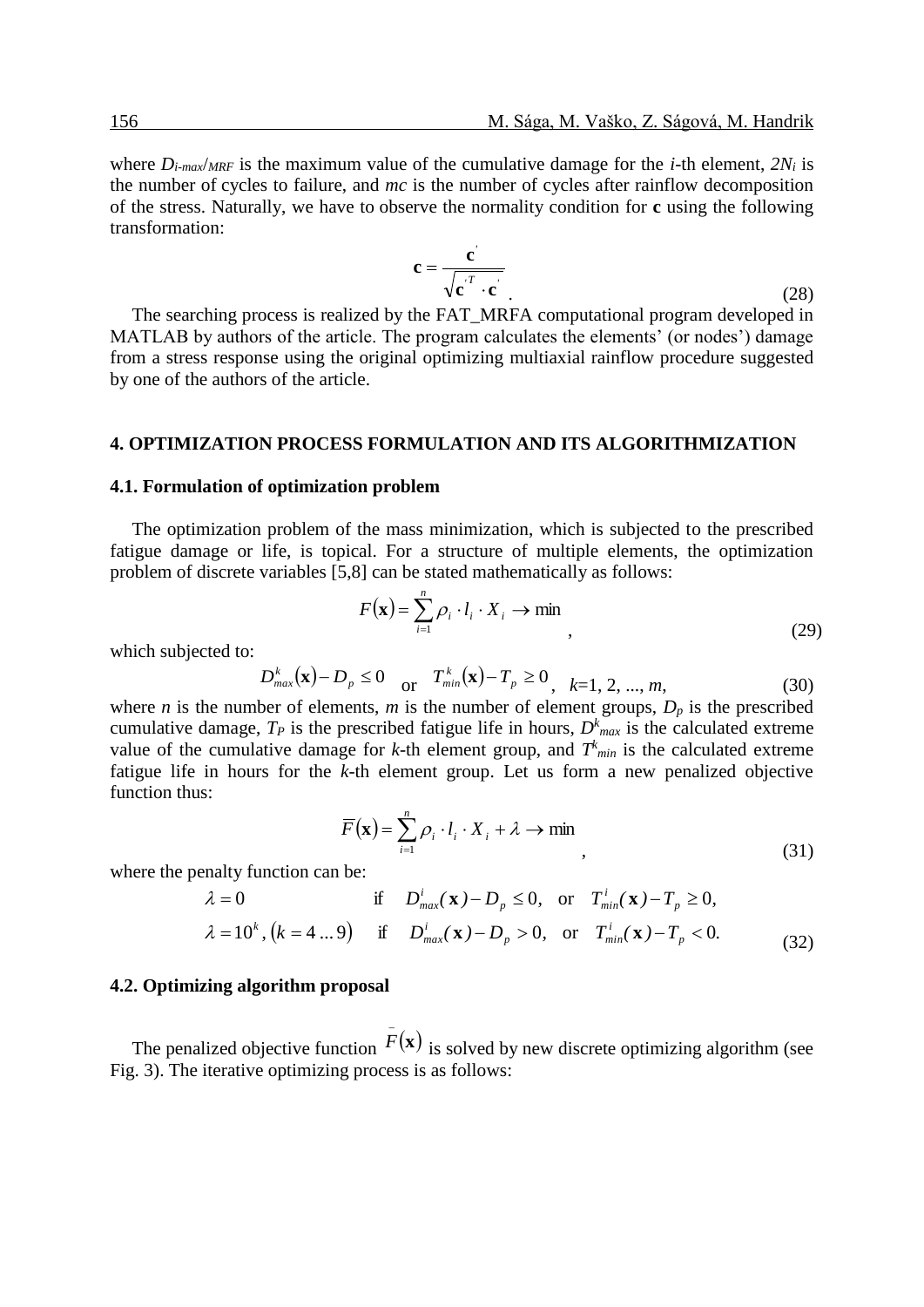where $D_{i\text{-}max}/_{MRF}$ is the maximum value of the cumulative damage for the $i$-th element, $2N_i$ is the number of cycles to failure, and $mc$ is the number of cycles after rainflow decomposition of the stress. Naturally, we have to observe the normality condition for **c** using the following transformation:

$$\mathbf{c} = \frac{\mathbf{c}^{'}}{\sqrt{\mathbf{c}^{'T} \cdot \mathbf{c}^{'}}}. \tag{28}$$

The searching process is realized by the FAT_MRFA computational program developed in MATLAB by authors of the article. The program calculates the elements' (or nodes') damage from a stress response using the original optimizing multiaxial rainflow procedure suggested by one of the authors of the article.

## 4. OPTIMIZATION PROCESS FORMULATION AND ITS ALGORITHMIZATION

### 4.1. Formulation of optimization problem

The optimization problem of the mass minimization, which is subjected to the prescribed fatigue damage or life, is topical. For a structure of multiple elements, the optimization problem of discrete variables [5,8] can be stated mathematically as follows:

$$F(\mathbf{x}) = \sum_{i=1}^{n} \rho_i \cdot l_i \cdot X_i \to \min, \tag{29}$$

which subjected to:

$$D_{max}^{k}(\mathbf{x}) - D_p \leq 0 \quad \text{or} \quad T_{min}^{k}(\mathbf{x}) - T_p \geq 0, \quad k=1, 2, ..., m, \tag{30}$$

where $n$ is the number of elements, $m$ is the number of element groups, $D_p$ is the prescribed cumulative damage, $T_P$ is the prescribed fatigue life in hours, $D^k_{max}$ is the calculated extreme value of the cumulative damage for $k$-th element group, and $T^k_{min}$ is the calculated extreme fatigue life in hours for the $k$-th element group. Let us form a new penalized objective function thus:

$$\overline{F}(\mathbf{x}) = \sum_{i=1}^{n} \rho_i \cdot l_i \cdot X_i + \lambda \to \min, \tag{31}$$

where the penalty function can be:

$$\begin{aligned}
\lambda &= 0 && \text{if} \quad D_{max}^{i}(\mathbf{x}) - D_p \leq 0, \quad \text{or} \quad T_{min}^{i}(\mathbf{x}) - T_p \geq 0, \\
\lambda &= 10^k, (k = 4 \ldots 9) && \text{if} \quad D_{max}^{i}(\mathbf{x}) - D_p > 0, \quad \text{or} \quad T_{min}^{i}(\mathbf{x}) - T_p < 0.
\end{aligned} \tag{32}$$

### 4.2. Optimizing algorithm proposal

The penalized objective function $\overline{F}(\mathbf{x})$ is solved by new discrete optimizing algorithm (see Fig. 3). The iterative optimizing process is as follows: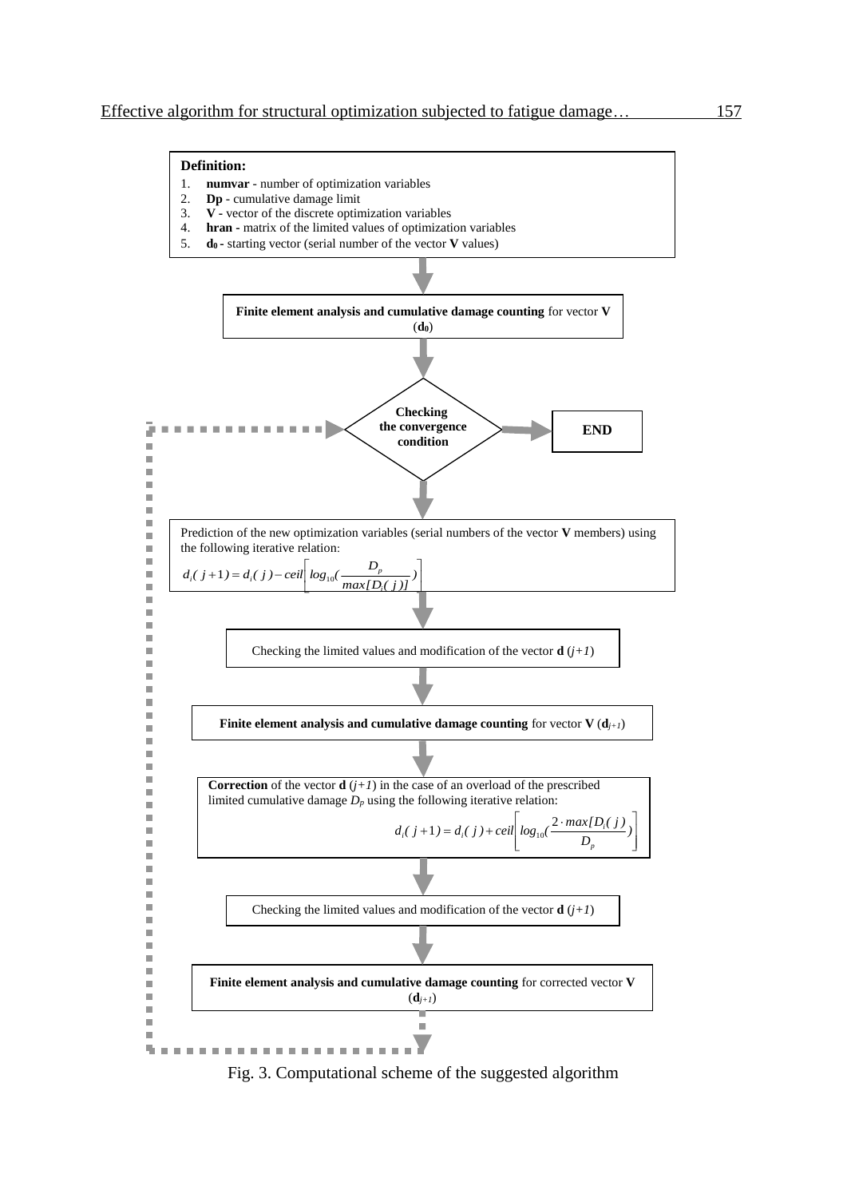**Definition:**

1. **numvar** - number of optimization variables
2. **Dp** - cumulative damage limit
3. **V** - vector of the discrete optimization variables
4. **hran** - matrix of the limited values of optimization variables
5. **$d_0$** - starting vector (serial number of the vector **V** values)

**Finite element analysis and cumulative damage counting** for vector **V** ($\mathbf{d_0}$)

**Checking the convergence condition**

**END**

Prediction of the new optimization variables (serial numbers of the vector **V** members) using the following iterative relation:

$$d_i(j+1) = d_i(j) - ceil\left[ log_{10}\left(\frac{D_p}{max[D_i(j)]}\right)\right]$$

Checking the limited values and modification of the vector **d** $(j+1)$

**Finite element analysis and cumulative damage counting** for vector **V** ($\mathbf{d}_{j+1}$)

**Correction** of the vector **d** $(j+1)$ in the case of an overload of the prescribed limited cumulative damage $D_p$ using the following iterative relation:

$$d_i(j+1) = d_i(j) + ceil\left[ log_{10}\left(\frac{2 \cdot max[D_i(j)]}{D_p}\right)\right]$$

Checking the limited values and modification of the vector **d** $(j+1)$

**Finite element analysis and cumulative damage counting** for corrected vector **V** ($\mathbf{d}_{j+1}$)

Fig. 3. Computational scheme of the suggested algorithm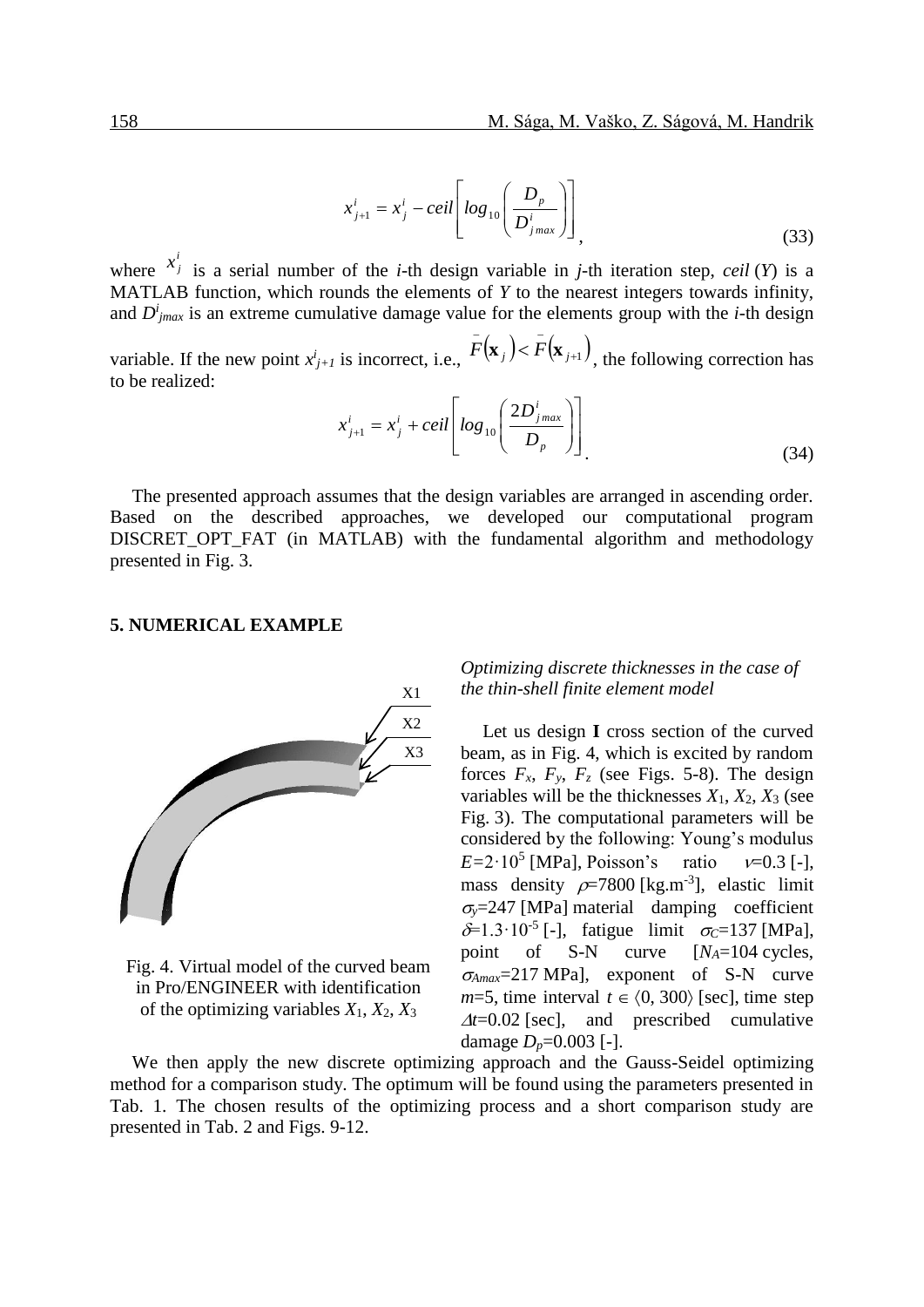$$x_{j+1}^i = x_j^i - ceil\left[log_{10}\left(\frac{D_p}{D_{j\,max}^i}\right)\right], \tag{33}$$

where $x_j^i$ is a serial number of the *i*-th design variable in *j*-th iteration step, *ceil* (*Y*) is a MATLAB function, which rounds the elements of *Y* to the nearest integers towards infinity, and $D^i_{jmax}$ is an extreme cumulative damage value for the elements group with the *i*-th design variable. If the new point $x^i_{j+1}$ is incorrect, i.e., $\bar{F}(\mathbf{x}_j) < \bar{F}(\mathbf{x}_{j+1})$, the following correction has to be realized:

$$x_{j+1}^i = x_j^i + ceil\left[log_{10}\left(\frac{2D_{j\,max}^i}{D_p}\right)\right]. \tag{34}$$

The presented approach assumes that the design variables are arranged in ascending order. Based on the described approaches, we developed our computational program DISCRET_OPT_FAT (in MATLAB) with the fundamental algorithm and methodology presented in Fig. 3.

## 5. NUMERICAL EXAMPLE

*Optimizing discrete thicknesses in the case of the thin-shell finite element model*

Let us design **I** cross section of the curved beam, as in Fig. 4, which is excited by random forces $F_x$, $F_y$, $F_z$ (see Figs. 5-8). The design variables will be the thicknesses $X_1$, $X_2$, $X_3$ (see Fig. 3). The computational parameters will be considered by the following: Young's modulus $E=2\cdot10^5$ [MPa], Poisson's ratio $\nu=0.3$ [-], mass density $\rho=7800$ [kg.m$^{-3}$], elastic limit $\sigma_y=247$ [MPa] material damping coefficient $\delta=1.3\cdot10^{-5}$ [-], fatigue limit $\sigma_C=137$ [MPa], point of S-N curve [$N_A=104$ cycles, $\sigma_{Amax}=217$ MPa], exponent of S-N curve $m=5$, time interval $t \in \langle 0, 300\rangle$ [sec], time step $\Delta t=0.02$ [sec], and prescribed cumulative damage $D_p=0.003$ [-].

Fig. 4. Virtual model of the curved beam in Pro/ENGINEER with identification of the optimizing variables $X_1$, $X_2$, $X_3$

We then apply the new discrete optimizing approach and the Gauss-Seidel optimizing method for a comparison study. The optimum will be found using the parameters presented in Tab. 1. The chosen results of the optimizing process and a short comparison study are presented in Tab. 2 and Figs. 9-12.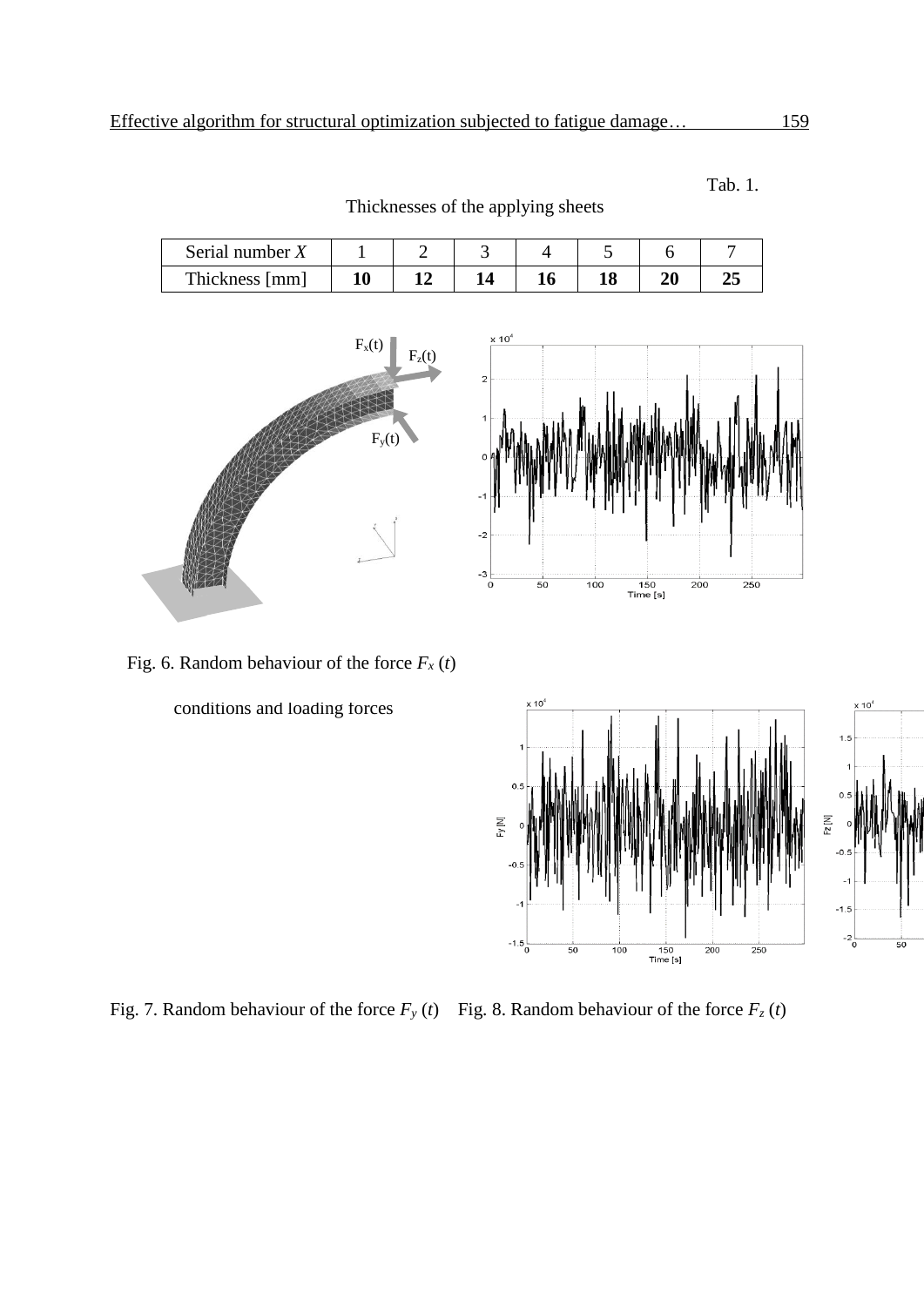Tab. 1.

Thicknesses of the applying sheets

| Serial number $X$ | 1 | 2 | 3 | 4 | 5 | 6 | 7 |
|---|---|---|---|---|---|---|---|
| Thickness [mm] | **10** | **12** | **14** | **16** | **18** | **20** | **25** |

Fig. 6. Random behaviour of the force $F_x\,(t)$

conditions and loading forces

Fig. 7. Random behaviour of the force $F_y\,(t)$ Fig. 8. Random behaviour of the force $F_z\,(t)$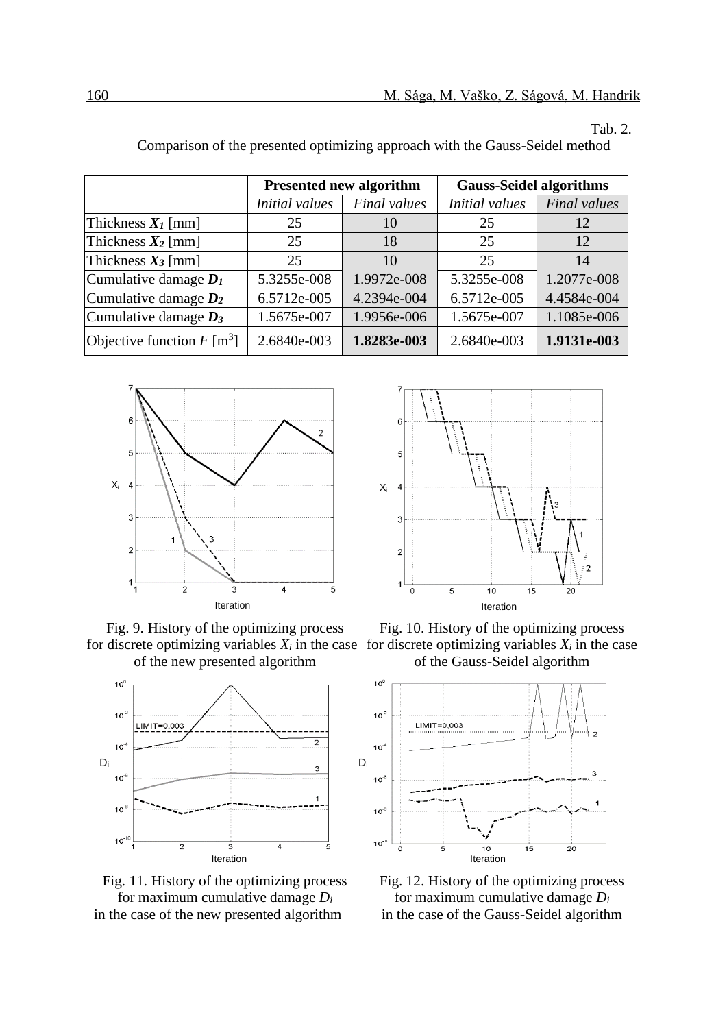Tab. 2.

Comparison of the presented optimizing approach with the Gauss-Seidel method

| | **Presented new algorithm** | | **Gauss-Seidel algorithms** | |
|---|---|---|---|---|
| | *Initial values* | *Final values* | *Initial values* | *Final values* |
| Thickness $X_1$ [mm] | 25 | 10 | 25 | 12 |
| Thickness $X_2$ [mm] | 25 | 18 | 25 | 12 |
| Thickness $X_3$ [mm] | 25 | 10 | 25 | 14 |
| Cumulative damage $D_1$ | 5.3255e-008 | 1.9972e-008 | 5.3255e-008 | 1.2077e-008 |
| Cumulative damage $D_2$ | 6.5712e-005 | 4.2394e-004 | 6.5712e-005 | 4.4584e-004 |
| Cumulative damage $D_3$ | 1.5675e-007 | 1.9956e-006 | 1.5675e-007 | 1.1085e-006 |
| Objective function $F$ [m$^3$] | 2.6840e-003 | **1.8283e-003** | 2.6840e-003 | **1.9131e-003** |

Fig. 9. History of the optimizing process for discrete optimizing variables $X_i$ in the case of the new presented algorithm

Fig. 10. History of the optimizing process for discrete optimizing variables $X_i$ in the case of the Gauss-Seidel algorithm

Fig. 11. History of the optimizing process for maximum cumulative damage $D_i$ in the case of the new presented algorithm

Fig. 12. History of the optimizing process for maximum cumulative damage $D_i$ in the case of the Gauss-Seidel algorithm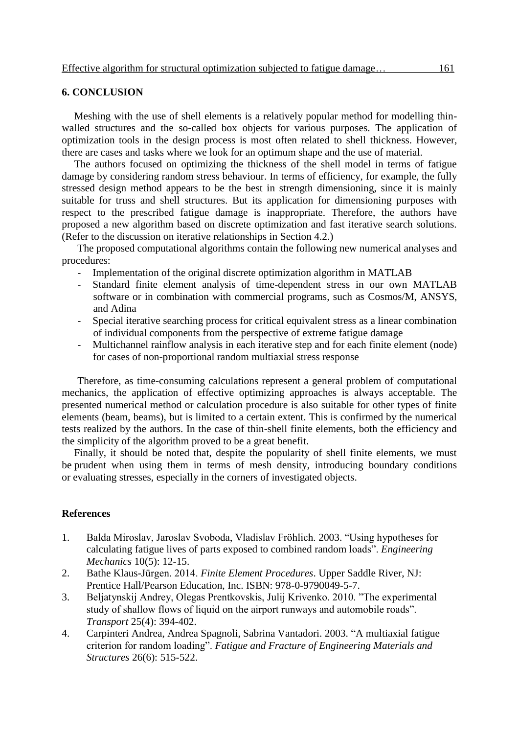## 6. CONCLUSION

Meshing with the use of shell elements is a relatively popular method for modelling thin-walled structures and the so-called box objects for various purposes. The application of optimization tools in the design process is most often related to shell thickness. However, there are cases and tasks where we look for an optimum shape and the use of material.

The authors focused on optimizing the thickness of the shell model in terms of fatigue damage by considering random stress behaviour. In terms of efficiency, for example, the fully stressed design method appears to be the best in strength dimensioning, since it is mainly suitable for truss and shell structures. But its application for dimensioning purposes with respect to the prescribed fatigue damage is inappropriate. Therefore, the authors have proposed a new algorithm based on discrete optimization and fast iterative search solutions. (Refer to the discussion on iterative relationships in Section 4.2.)

The proposed computational algorithms contain the following new numerical analyses and procedures:

- Implementation of the original discrete optimization algorithm in MATLAB
- Standard finite element analysis of time-dependent stress in our own MATLAB software or in combination with commercial programs, such as Cosmos/M, ANSYS, and Adina
- Special iterative searching process for critical equivalent stress as a linear combination of individual components from the perspective of extreme fatigue damage
- Multichannel rainflow analysis in each iterative step and for each finite element (node) for cases of non-proportional random multiaxial stress response

Therefore, as time-consuming calculations represent a general problem of computational mechanics, the application of effective optimizing approaches is always acceptable. The presented numerical method or calculation procedure is also suitable for other types of finite elements (beam, beams), but is limited to a certain extent. This is confirmed by the numerical tests realized by the authors. In the case of thin-shell finite elements, both the efficiency and the simplicity of the algorithm proved to be a great benefit.

Finally, it should be noted that, despite the popularity of shell finite elements, we must be prudent when using them in terms of mesh density, introducing boundary conditions or evaluating stresses, especially in the corners of investigated objects.

## References

1. Balda Miroslav, Jaroslav Svoboda, Vladislav Fröhlich. 2003. "Using hypotheses for calculating fatigue lives of parts exposed to combined random loads". *Engineering Mechanics* 10(5): 12-15.
2. Bathe Klaus-Jürgen. 2014. *Finite Element Procedures*. Upper Saddle River, NJ: Prentice Hall/Pearson Education, Inc. ISBN: 978-0-9790049-5-7.
3. Beljatynskij Andrey, Olegas Prentkovskis, Julij Krivenko. 2010. "The experimental study of shallow flows of liquid on the airport runways and automobile roads". *Transport* 25(4): 394-402.
4. Carpinteri Andrea, Andrea Spagnoli, Sabrina Vantadori. 2003. "A multiaxial fatigue criterion for random loading". *Fatigue and Fracture of Engineering Materials and Structures* 26(6): 515-522.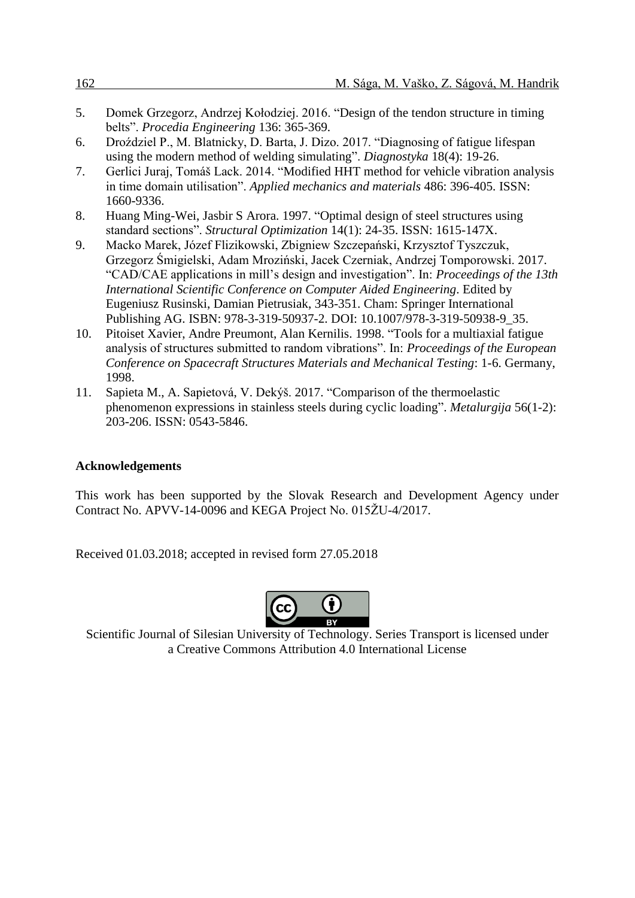5. Domek Grzegorz, Andrzej Kołodziej. 2016. "Design of the tendon structure in timing belts". *Procedia Engineering* 136: 365-369.
6. Droździel P., M. Blatnicky, D. Barta, J. Dizo. 2017. "Diagnosing of fatigue lifespan using the modern method of welding simulating". *Diagnostyka* 18(4): 19-26.
7. Gerlici Juraj, Tomáš Lack. 2014. "Modified HHT method for vehicle vibration analysis in time domain utilisation". *Applied mechanics and materials* 486: 396-405. ISSN: 1660-9336.
8. Huang Ming-Wei, Jasbir S Arora. 1997. "Optimal design of steel structures using standard sections". *Structural Optimization* 14(1): 24-35. ISSN: 1615-147X.
9. Macko Marek, Józef Flizikowski, Zbigniew Szczepański, Krzysztof Tyszczuk, Grzegorz Śmigielski, Adam Mroziński, Jacek Czerniak, Andrzej Tomporowski. 2017. "CAD/CAE applications in mill's design and investigation". In: *Proceedings of the 13th International Scientific Conference on Computer Aided Engineering*. Edited by Eugeniusz Rusinski, Damian Pietrusiak, 343-351. Cham: Springer International Publishing AG. ISBN: 978-3-319-50937-2. DOI: 10.1007/978-3-319-50938-9_35.
10. Pitoiset Xavier, Andre Preumont, Alan Kernilis. 1998. "Tools for a multiaxial fatigue analysis of structures submitted to random vibrations". In: *Proceedings of the European Conference on Spacecraft Structures Materials and Mechanical Testing*: 1-6. Germany, 1998.
11. Sapieta M., A. Sapietová, V. Dekýš. 2017. "Comparison of the thermoelastic phenomenon expressions in stainless steels during cyclic loading". *Metalurgija* 56(1-2): 203-206. ISSN: 0543-5846.

**Acknowledgements**

This work has been supported by the Slovak Research and Development Agency under Contract No. APVV-14-0096 and KEGA Project No. 015ŽU-4/2017.

Received 01.03.2018; accepted in revised form 27.05.2018

Scientific Journal of Silesian University of Technology. Series Transport is licensed under a Creative Commons Attribution 4.0 International License